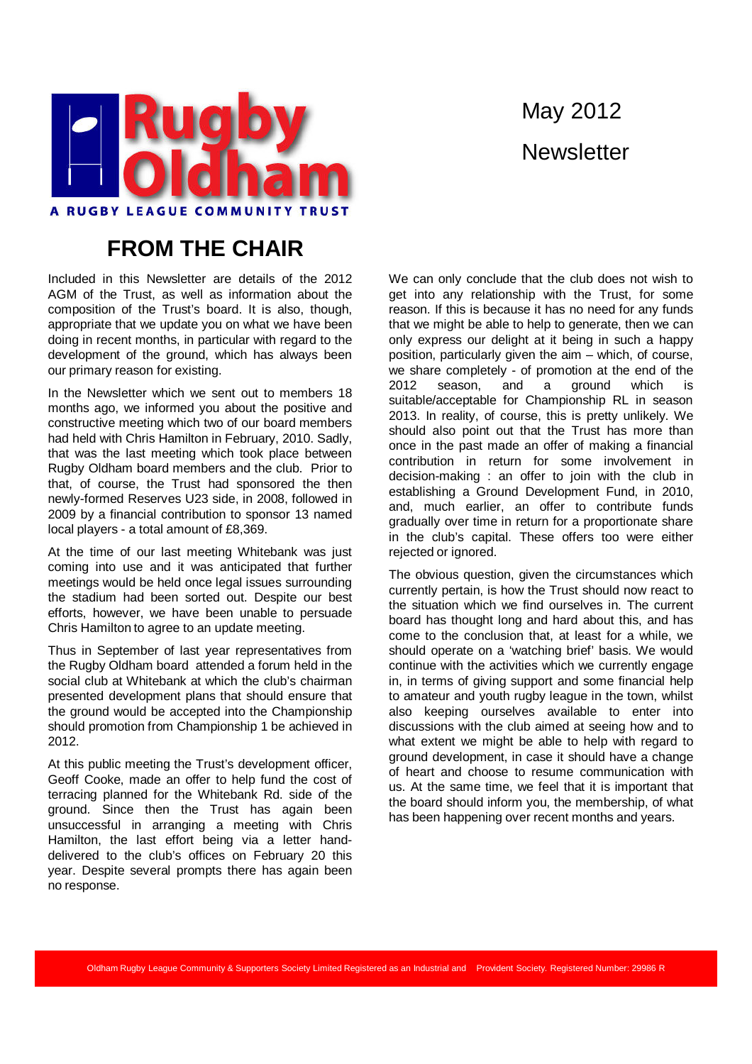Rugby Oldham

A RUGBY LEAGUE COMMUNITY TRUST

May 2012

Newsletter

# FROM THE CHAIR

Included in this Newsletter are details of the 2012 AGM of the Trust, as well as information about the composition of the Trust's board. It is also, though, appropriate that we update you on what we have been doing in recent months, in particular with regard to the development of the ground, which has always been our primary reason for existing.

In the Newsletter which we sent out to members 18 months ago, we informed you about the positive and constructive meeting which two of our board members had held with Chris Hamilton in February, 2010. Sadly, that was the last meeting which took place between Rugby Oldham board members and the club. Prior to that, of course, the Trust had sponsored the then newly-formed Reserves U23 side, in 2008, followed in 2009 by a financial contribution to sponsor 13 named local players - a total amount of £8,369.

At the time of our last meeting Whitebank was just coming into use and it was anticipated that further meetings would be held once legal issues surrounding the stadium had been sorted out. Despite our best efforts, however, we have been unable to persuade Chris Hamilton to agree to an update meeting.

Thus in September of last year representatives from the Rugby Oldham board attended a forum held in the social club at Whitebank at which the club's chairman presented development plans that should ensure that the ground would be accepted into the Championship should promotion from Championship 1 be achieved in 2012.

At this public meeting the Trust's development officer, Geoff Cooke, made an offer to help fund the cost of terracing planned for the Whitebank Rd. side of the ground. Since then the Trust has again been unsuccessful in arranging a meeting with Chris Hamilton, the last effort being via a letter hand-delivered to the club's offices on February 20 this year. Despite several prompts there has again been no response.

We can only conclude that the club does not wish to get into any relationship with the Trust, for some reason. If this is because it has no need for any funds that we might be able to help to generate, then we can only express our delight at it being in such a happy position, particularly given the aim – which, of course, we share completely - of promotion at the end of the 2012 season, and a ground which is suitable/acceptable for Championship RL in season 2013. In reality, of course, this is pretty unlikely. We should also point out that the Trust has more than once in the past made an offer of making a financial contribution in return for some involvement in decision-making : an offer to join with the club in establishing a Ground Development Fund, in 2010, and, much earlier, an offer to contribute funds gradually over time in return for a proportionate share in the club's capital. These offers too were either rejected or ignored.

The obvious question, given the circumstances which currently pertain, is how the Trust should now react to the situation which we find ourselves in. The current board has thought long and hard about this, and has come to the conclusion that, at least for a while, we should operate on a 'watching brief' basis. We would continue with the activities which we currently engage in, in terms of giving support and some financial help to amateur and youth rugby league in the town, whilst also keeping ourselves available to enter into discussions with the club aimed at seeing how and to what extent we might be able to help with regard to ground development, in case it should have a change of heart and choose to resume communication with us. At the same time, we feel that it is important that the board should inform you, the membership, of what has been happening over recent months and years.

Oldham Rugby League Community & Supporters Society Limited Registered as an Industrial and Provident Society. Registered Number: 29986 R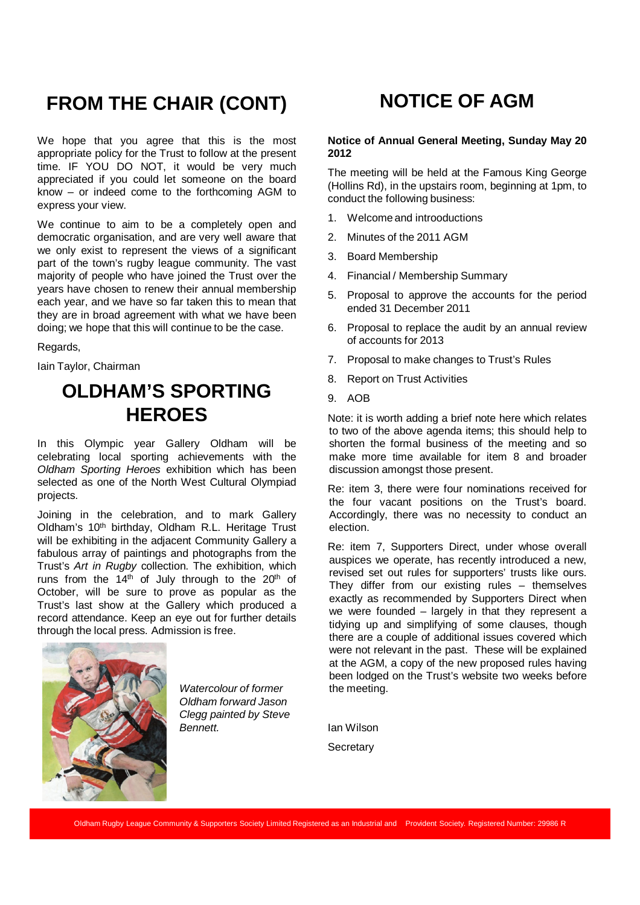# FROM THE CHAIR (CONT)

We hope that you agree that this is the most appropriate policy for the Trust to follow at the present time. IF YOU DO NOT, it would be very much appreciated if you could let someone on the board know – or indeed come to the forthcoming AGM to express your view.

We continue to aim to be a completely open and democratic organisation, and are very well aware that we only exist to represent the views of a significant part of the town's rugby league community. The vast majority of people who have joined the Trust over the years have chosen to renew their annual membership each year, and we have so far taken this to mean that they are in broad agreement with what we have been doing; we hope that this will continue to be the case.

Regards,

Iain Taylor, Chairman

# OLDHAM'S SPORTING HEROES

In this Olympic year Gallery Oldham will be celebrating local sporting achievements with the *Oldham Sporting Heroes* exhibition which has been selected as one of the North West Cultural Olympiad projects.

Joining in the celebration, and to mark Gallery Oldham's 10th birthday, Oldham R.L. Heritage Trust will be exhibiting in the adjacent Community Gallery a fabulous array of paintings and photographs from the Trust's *Art in Rugby* collection. The exhibition, which runs from the 14th of July through to the 20th of October, will be sure to prove as popular as the Trust's last show at the Gallery which produced a record attendance. Keep an eye out for further details through the local press. Admission is free.

*Watercolour of former Oldham forward Jason Clegg painted by Steve Bennett.*

# NOTICE OF AGM

**Notice of Annual General Meeting, Sunday May 20 2012**

The meeting will be held at the Famous King George (Hollins Rd), in the upstairs room, beginning at 1pm, to conduct the following business:

1. Welcome and introoductions
2. Minutes of the 2011 AGM
3. Board Membership
4. Financial / Membership Summary
5. Proposal to approve the accounts for the period ended 31 December 2011
6. Proposal to replace the audit by an annual review of accounts for 2013
7. Proposal to make changes to Trust's Rules
8. Report on Trust Activities
9. AOB

Note: it is worth adding a brief note here which relates to two of the above agenda items; this should help to shorten the formal business of the meeting and so make more time available for item 8 and broader discussion amongst those present.

Re: item 3, there were four nominations received for the four vacant positions on the Trust's board. Accordingly, there was no necessity to conduct an election.

Re: item 7, Supporters Direct, under whose overall auspices we operate, has recently introduced a new, revised set out rules for supporters' trusts like ours. They differ from our existing rules – themselves exactly as recommended by Supporters Direct when we were founded – largely in that they represent a tidying up and simplifying of some clauses, though there are a couple of additional issues covered which were not relevant in the past. These will be explained at the AGM, a copy of the new proposed rules having been lodged on the Trust's website two weeks before the meeting.

Ian Wilson

Secretary

Oldham Rugby League Community & Supporters Society Limited Registered as an Industrial and Provident Society. Registered Number: 29986 R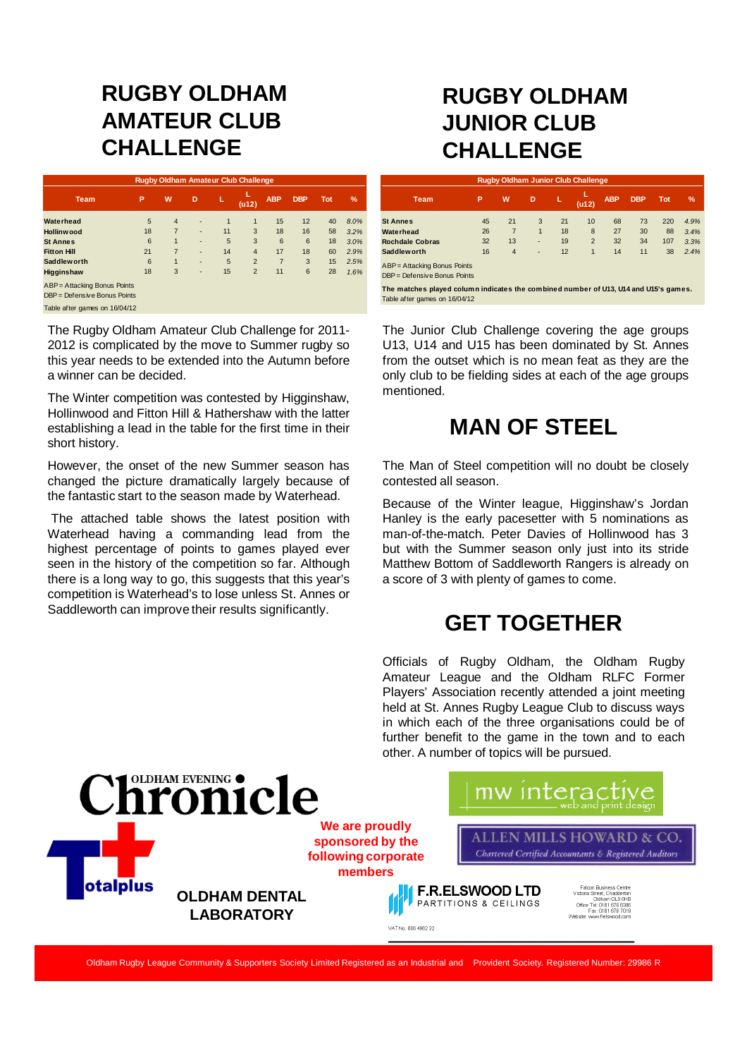# RUGBY OLDHAM AMATEUR CLUB CHALLENGE

| Rugby Oldham Amateur Club Challenge | | | | | | | | | |
|---|---|---|---|---|---|---|---|---|---|
| Team | P | W | D | L | L (u12) | ABP | DBP | Tot | % |
| Waterhead | 5 | 4 | - | 1 | 1 | 15 | 12 | 40 | 8.0% |
| Hollinwood | 18 | 7 | - | 11 | 3 | 18 | 16 | 58 | 3.2% |
| St Annes | 6 | 1 | - | 5 | 3 | 6 | 6 | 18 | 3.0% |
| Fitton Hill | 21 | 7 | - | 14 | 4 | 17 | 18 | 60 | 2.9% |
| Saddleworth | 6 | 1 | - | 5 | 2 | 7 | 3 | 15 | 2.5% |
| Higginshaw | 18 | 3 | - | 15 | 2 | 11 | 6 | 28 | 1.6% |

ABP = Attacking Bonus Points
DBP = Defensive Bonus Points
Table after games on 16/04/12

The Rugby Oldham Amateur Club Challenge for 2011-2012 is complicated by the move to Summer rugby so this year needs to be extended into the Autumn before a winner can be decided.

The Winter competition was contested by Higginshaw, Hollinwood and Fitton Hill & Hathershaw with the latter establishing a lead in the table for the first time in their short history.

However, the onset of the new Summer season has changed the picture dramatically largely because of the fantastic start to the season made by Waterhead.

The attached table shows the latest position with Waterhead having a commanding lead from the highest percentage of points to games played ever seen in the history of the competition so far. Although there is a long way to go, this suggests that this year's competition is Waterhead's to lose unless St. Annes or Saddleworth can improve their results significantly.

# RUGBY OLDHAM JUNIOR CLUB CHALLENGE

| Rugby Oldham Junior Club Challenge | | | | | | | | | |
|---|---|---|---|---|---|---|---|---|---|
| Team | P | W | D | L | L (u12) | ABP | DBP | Tot | % |
| St Annes | 45 | 21 | 3 | 21 | 10 | 68 | 73 | 220 | 4.9% |
| Waterhead | 26 | 7 | 1 | 18 | 8 | 27 | 30 | 88 | 3.4% |
| Rochdale Cobras | 32 | 13 | - | 19 | 2 | 32 | 34 | 107 | 3.3% |
| Saddleworth | 16 | 4 | - | 12 | 1 | 14 | 11 | 38 | 2.4% |

ABP = Attacking Bonus Points
DBP = Defensive Bonus Points

**The matches played column indicates the combined number of U13, U14 and U15's games.**
Table after games on 16/04/12

The Junior Club Challenge covering the age groups U13, U14 and U15 has been dominated by St. Annes from the outset which is no mean feat as they are the only club to be fielding sides at each of the age groups mentioned.

# MAN OF STEEL

The Man of Steel competition will no doubt be closely contested all season.

Because of the Winter league, Higginshaw's Jordan Hanley is the early pacesetter with 5 nominations as man-of-the-match. Peter Davies of Hollinwood has 3 but with the Summer season only just into its stride Matthew Bottom of Saddleworth Rangers is already on a score of 3 with plenty of games to come.

# GET TOGETHER

Officials of Rugby Oldham, the Oldham Rugby Amateur League and the Oldham RLFC Former Players' Association recently attended a joint meeting held at St. Annes Rugby League Club to discuss ways in which each of the three organisations could be of further benefit to the game in the town and to each other. A number of topics will be pursued.

Oldham Evening Chronicle

Totalplus

**We are proudly sponsored by the following corporate members**

**OLDHAM DENTAL LABORATORY**

mw interactive web and print design

ALLEN MILLS HOWARD & CO. Chartered Certified Accountants & Registered Auditors

F.R.ELSWOOD LTD PARTITIONS & CEILINGS

Falcon Business Centre
Victoria Street, Chadderton
Oldham OL9 0HB
Office Tel: 0161 678 6386
Fax: 0161 678 7019
Website: www.frelswood.com

VAT No. 808 4962 32

Oldham Rugby League Community & Supporters Society Limited Registered as an Industrial and Provident Society. Registered Number: 29986 R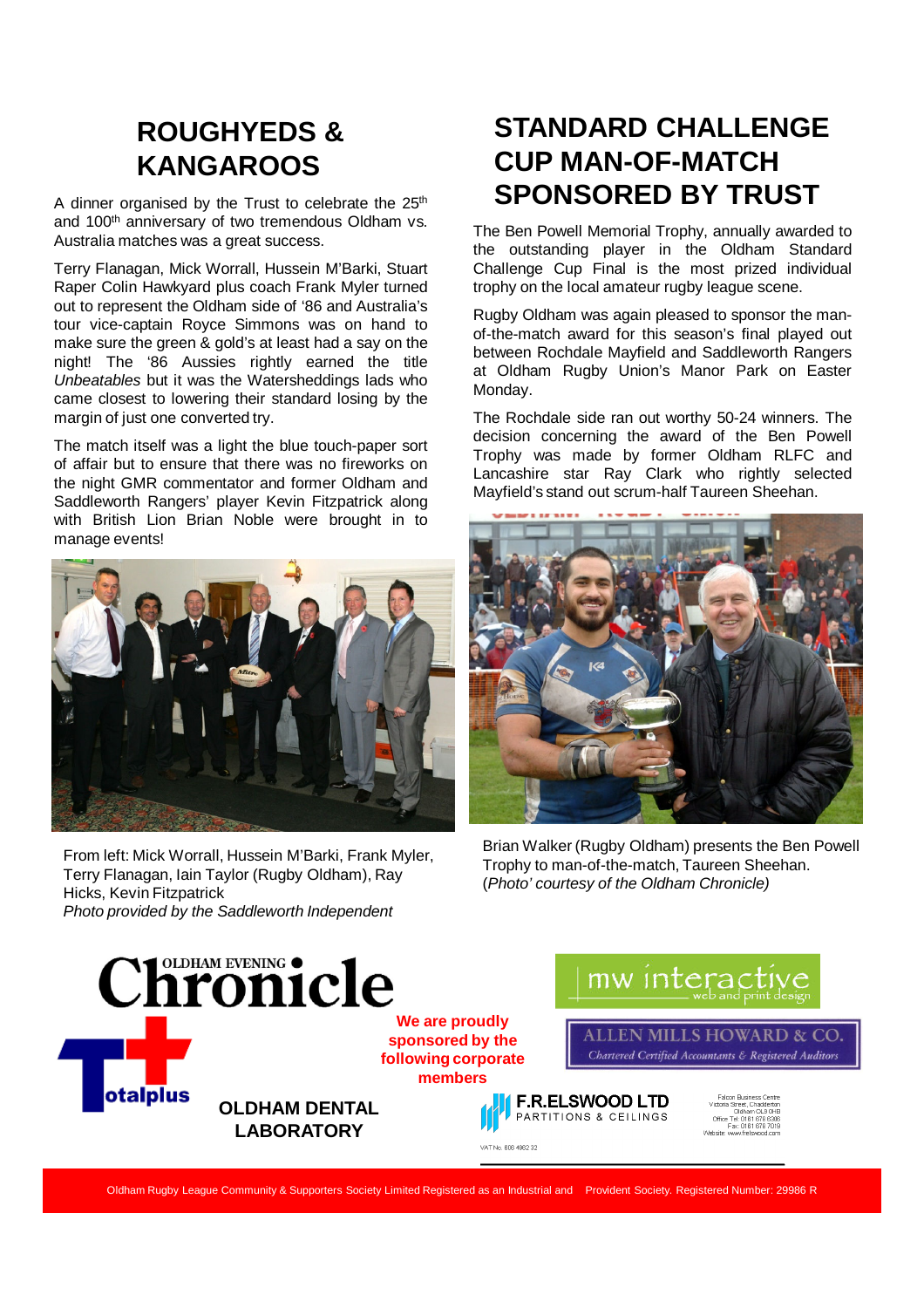## ROUGHYEDS & KANGAROOS

A dinner organised by the Trust to celebrate the 25th and 100th anniversary of two tremendous Oldham vs. Australia matches was a great success.

Terry Flanagan, Mick Worrall, Hussein M'Barki, Stuart Raper Colin Hawkyard plus coach Frank Myler turned out to represent the Oldham side of '86 and Australia's tour vice-captain Royce Simmons was on hand to make sure the green & gold's at least had a say on the night! The '86 Aussies rightly earned the title *Unbeatables* but it was the Watersheddings lads who came closest to lowering their standard losing by the margin of just one converted try.

The match itself was a light the blue touch-paper sort of affair but to ensure that there was no fireworks on the night GMR commentator and former Oldham and Saddleworth Rangers' player Kevin Fitzpatrick along with British Lion Brian Noble were brought in to manage events!

From left: Mick Worrall, Hussein M'Barki, Frank Myler, Terry Flanagan, Iain Taylor (Rugby Oldham), Ray Hicks, Kevin Fitzpatrick
*Photo provided by the Saddleworth Independent*

## STANDARD CHALLENGE CUP MAN-OF-MATCH SPONSORED BY TRUST

The Ben Powell Memorial Trophy, annually awarded to the outstanding player in the Oldham Standard Challenge Cup Final is the most prized individual trophy on the local amateur rugby league scene.

Rugby Oldham was again pleased to sponsor the man-of-the-match award for this season's final played out between Rochdale Mayfield and Saddleworth Rangers at Oldham Rugby Union's Manor Park on Easter Monday.

The Rochdale side ran out worthy 50-24 winners. The decision concerning the award of the Ben Powell Trophy was made by former Oldham RLFC and Lancashire star Ray Clark who rightly selected Mayfield's stand out scrum-half Taureen Sheehan.

Brian Walker (Rugby Oldham) presents the Ben Powell Trophy to man-of-the-match, Taureen Sheehan. (*Photo' courtesy of the Oldham Chronicle)*

**We are proudly sponsored by the following corporate members**

Oldham Evening Chronicle

Totalplus

OLDHAM DENTAL LABORATORY

mw interactive web and print design

ALLEN MILLS HOWARD & CO. Chartered Certified Accountants & Registered Auditors

F.R.ELSWOOD LTD PARTITIONS & CEILINGS

Falcon Business Centre
Victoria Street, Chadderton
Oldham OL9 0HB
Office Tel: 0161 678 6306
Fax: 0161 678 7019
Website: www.frelswood.com

VAT No. 808 4962 32

Oldham Rugby League Community & Supporters Society Limited Registered as an Industrial and Provident Society. Registered Number: 29986 R